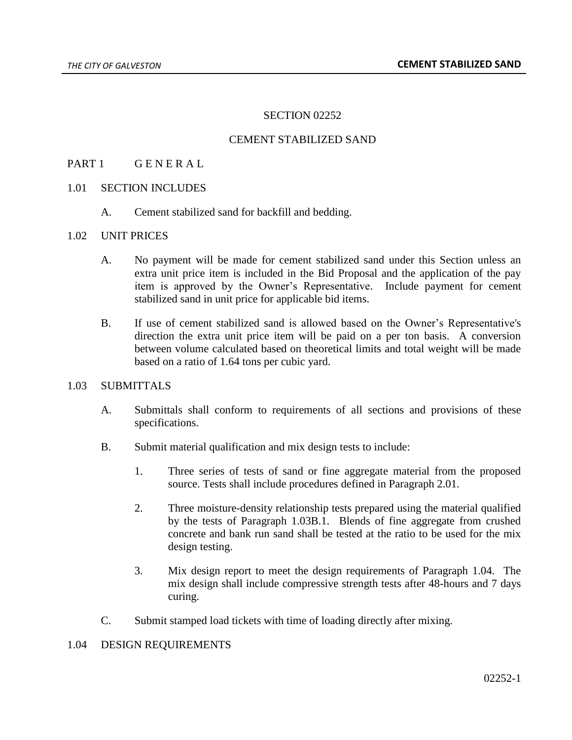# SECTION 02252

# CEMENT STABILIZED SAND

## PART 1 G E N E R A L

### 1.01 SECTION INCLUDES

A. Cement stabilized sand for backfill and bedding.

### 1.02 UNIT PRICES

A. No payment will be made for cement stabilized sand under this Section unless an extra unit price item is included in the Bid Proposal and the application of the pay item is approved by the Owner's Representative. Include payment for cement stabilized sand in unit price for applicable bid items.

B. If use of cement stabilized sand is allowed based on the Owner's Representative's direction the extra unit price item will be paid on a per ton basis. A conversion between volume calculated based on theoretical limits and total weight will be made based on a ratio of 1.64 tons per cubic yard.

### 1.03 SUBMITTALS

A. Submittals shall conform to requirements of all sections and provisions of these specifications.

B. Submit material qualification and mix design tests to include:

1. Three series of tests of sand or fine aggregate material from the proposed source. Tests shall include procedures defined in Paragraph 2.01.

2. Three moisture-density relationship tests prepared using the material qualified by the tests of Paragraph 1.03B.1. Blends of fine aggregate from crushed concrete and bank run sand shall be tested at the ratio to be used for the mix design testing.

3. Mix design report to meet the design requirements of Paragraph 1.04. The mix design shall include compressive strength tests after 48-hours and 7 days curing.

C. Submit stamped load tickets with time of loading directly after mixing.

### 1.04 DESIGN REQUIREMENTS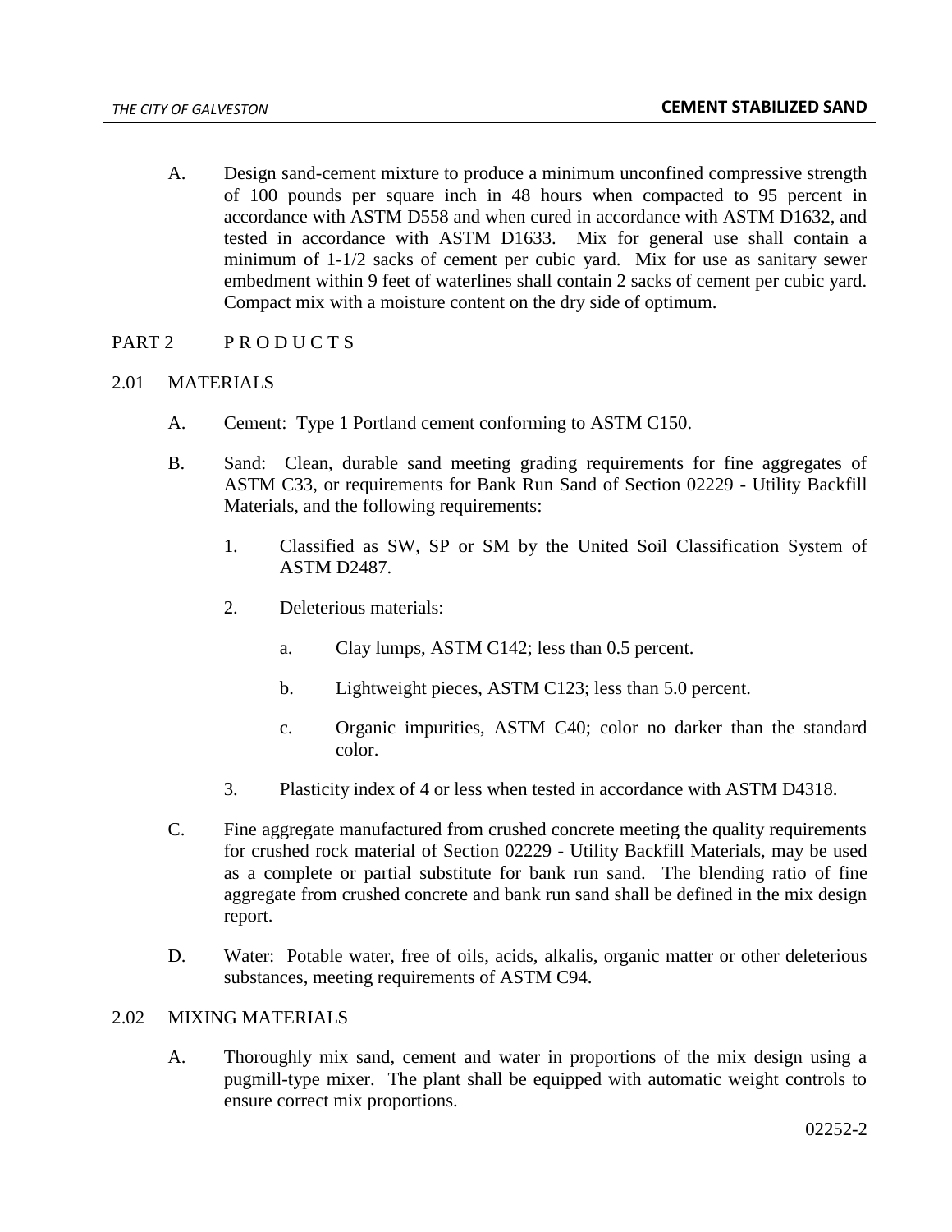A. Design sand-cement mixture to produce a minimum unconfined compressive strength of 100 pounds per square inch in 48 hours when compacted to 95 percent in accordance with ASTM D558 and when cured in accordance with ASTM D1632, and tested in accordance with ASTM D1633. Mix for general use shall contain a minimum of 1-1/2 sacks of cement per cubic yard. Mix for use as sanitary sewer embedment within 9 feet of waterlines shall contain 2 sacks of cement per cubic yard. Compact mix with a moisture content on the dry side of optimum.

## PART 2 P R O D U C T S

### 2.01 MATERIALS

A. Cement: Type 1 Portland cement conforming to ASTM C150.

B. Sand: Clean, durable sand meeting grading requirements for fine aggregates of ASTM C33, or requirements for Bank Run Sand of Section 02229 - Utility Backfill Materials, and the following requirements:

1. Classified as SW, SP or SM by the United Soil Classification System of ASTM D2487.

2. Deleterious materials:

   a. Clay lumps, ASTM C142; less than 0.5 percent.

   b. Lightweight pieces, ASTM C123; less than 5.0 percent.

   c. Organic impurities, ASTM C40; color no darker than the standard color.

3. Plasticity index of 4 or less when tested in accordance with ASTM D4318.

C. Fine aggregate manufactured from crushed concrete meeting the quality requirements for crushed rock material of Section 02229 - Utility Backfill Materials, may be used as a complete or partial substitute for bank run sand. The blending ratio of fine aggregate from crushed concrete and bank run sand shall be defined in the mix design report.

D. Water: Potable water, free of oils, acids, alkalis, organic matter or other deleterious substances, meeting requirements of ASTM C94.

### 2.02 MIXING MATERIALS

A. Thoroughly mix sand, cement and water in proportions of the mix design using a pugmill-type mixer. The plant shall be equipped with automatic weight controls to ensure correct mix proportions.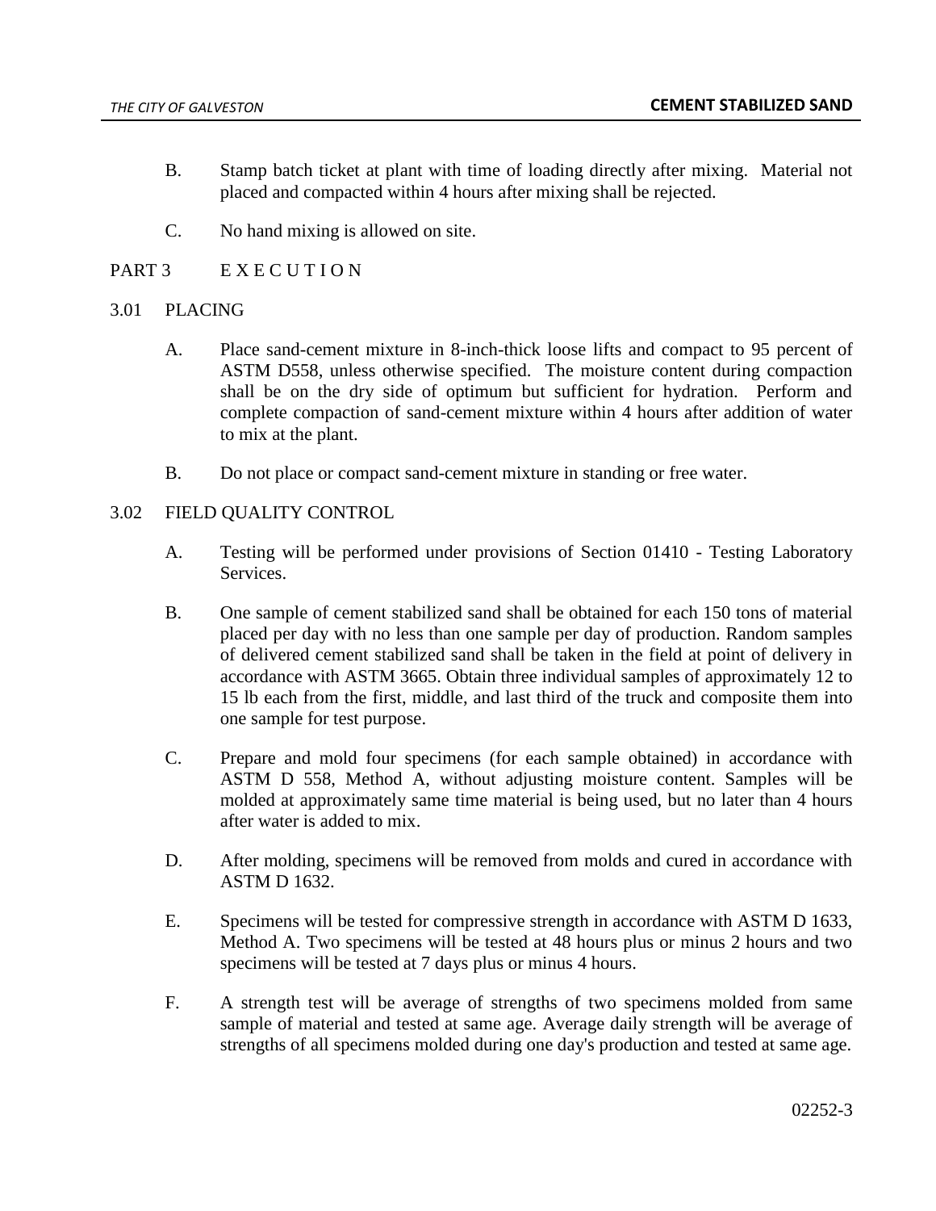B. Stamp batch ticket at plant with time of loading directly after mixing. Material not placed and compacted within 4 hours after mixing shall be rejected.

C. No hand mixing is allowed on site.

# PART 3 E X E C U T I O N

## 3.01 PLACING

A. Place sand-cement mixture in 8-inch-thick loose lifts and compact to 95 percent of ASTM D558, unless otherwise specified. The moisture content during compaction shall be on the dry side of optimum but sufficient for hydration. Perform and complete compaction of sand-cement mixture within 4 hours after addition of water to mix at the plant.

B. Do not place or compact sand-cement mixture in standing or free water.

## 3.02 FIELD QUALITY CONTROL

A. Testing will be performed under provisions of Section 01410 - Testing Laboratory Services.

B. One sample of cement stabilized sand shall be obtained for each 150 tons of material placed per day with no less than one sample per day of production. Random samples of delivered cement stabilized sand shall be taken in the field at point of delivery in accordance with ASTM 3665. Obtain three individual samples of approximately 12 to 15 lb each from the first, middle, and last third of the truck and composite them into one sample for test purpose.

C. Prepare and mold four specimens (for each sample obtained) in accordance with ASTM D 558, Method A, without adjusting moisture content. Samples will be molded at approximately same time material is being used, but no later than 4 hours after water is added to mix.

D. After molding, specimens will be removed from molds and cured in accordance with ASTM D 1632.

E. Specimens will be tested for compressive strength in accordance with ASTM D 1633, Method A. Two specimens will be tested at 48 hours plus or minus 2 hours and two specimens will be tested at 7 days plus or minus 4 hours.

F. A strength test will be average of strengths of two specimens molded from same sample of material and tested at same age. Average daily strength will be average of strengths of all specimens molded during one day's production and tested at same age.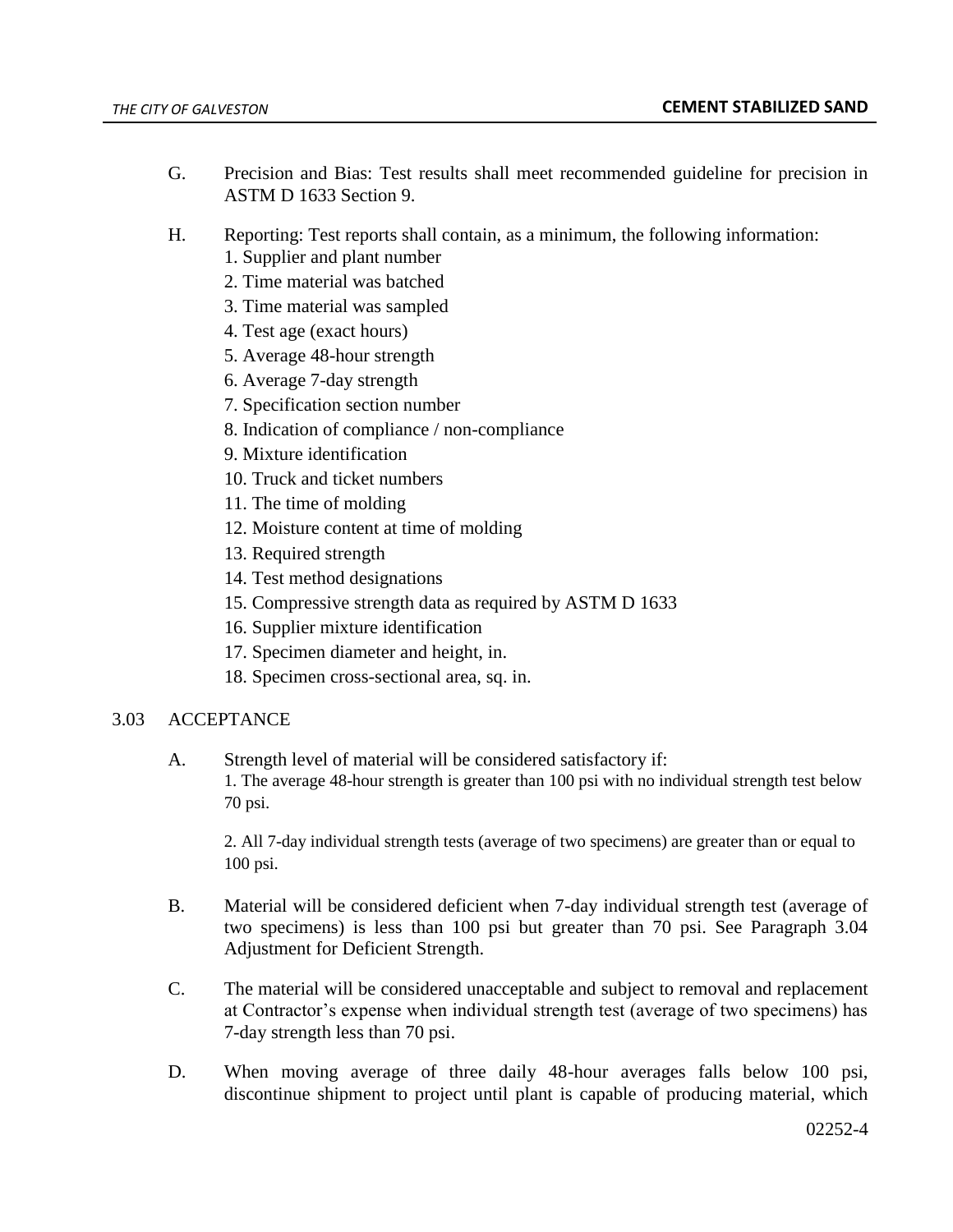G. Precision and Bias: Test results shall meet recommended guideline for precision in ASTM D 1633 Section 9.

H. Reporting: Test reports shall contain, as a minimum, the following information:

1. Supplier and plant number
2. Time material was batched
3. Time material was sampled
4. Test age (exact hours)
5. Average 48-hour strength
6. Average 7-day strength
7. Specification section number
8. Indication of compliance / non-compliance
9. Mixture identification
10. Truck and ticket numbers
11. The time of molding
12. Moisture content at time of molding
13. Required strength
14. Test method designations
15. Compressive strength data as required by ASTM D 1633
16. Supplier mixture identification
17. Specimen diameter and height, in.
18. Specimen cross-sectional area, sq. in.

## 3.03 ACCEPTANCE

A. Strength level of material will be considered satisfactory if:

1. The average 48-hour strength is greater than 100 psi with no individual strength test below 70 psi.

2. All 7-day individual strength tests (average of two specimens) are greater than or equal to 100 psi.

B. Material will be considered deficient when 7-day individual strength test (average of two specimens) is less than 100 psi but greater than 70 psi. See Paragraph 3.04 Adjustment for Deficient Strength.

C. The material will be considered unacceptable and subject to removal and replacement at Contractor's expense when individual strength test (average of two specimens) has 7-day strength less than 70 psi.

D. When moving average of three daily 48-hour averages falls below 100 psi, discontinue shipment to project until plant is capable of producing material, which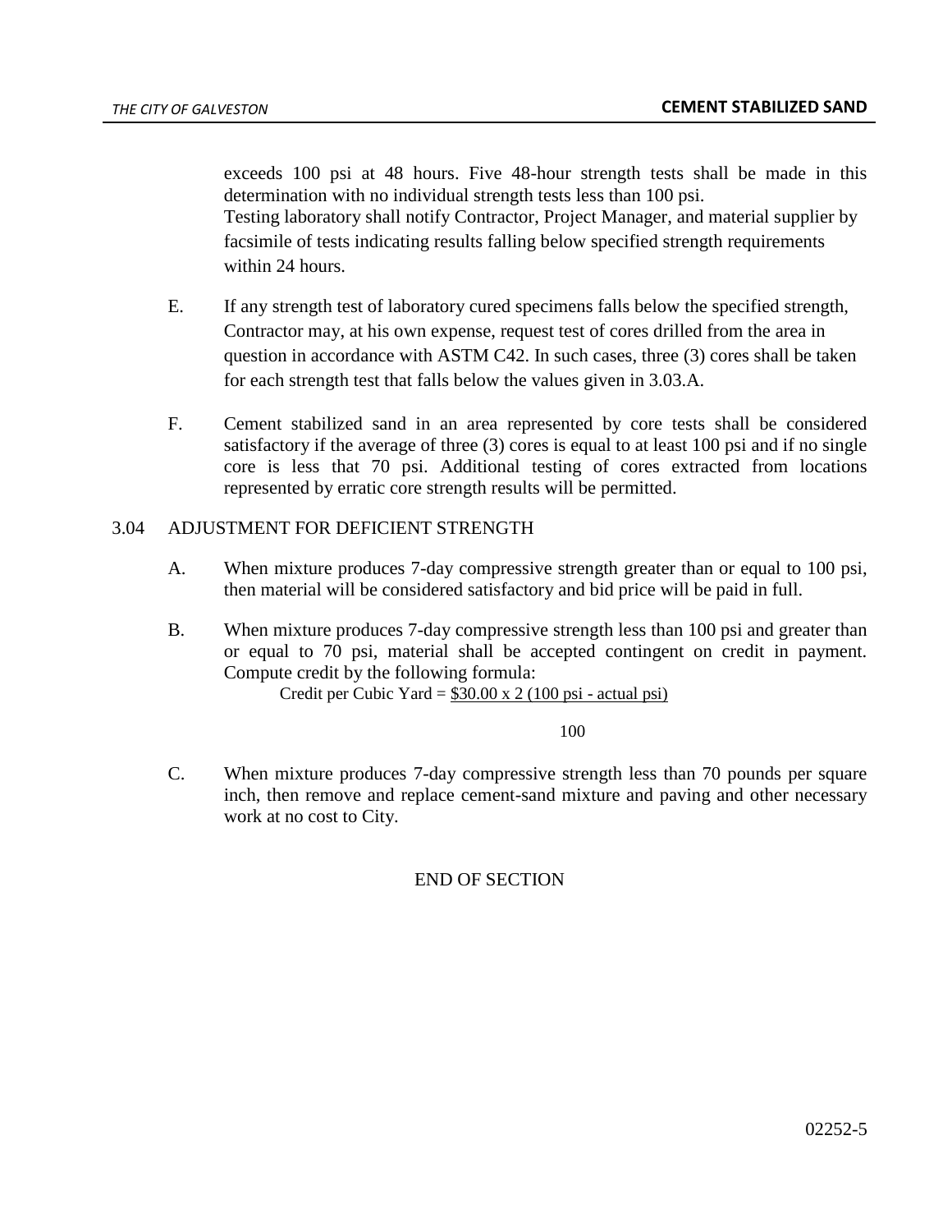exceeds 100 psi at 48 hours. Five 48-hour strength tests shall be made in this determination with no individual strength tests less than 100 psi.
Testing laboratory shall notify Contractor, Project Manager, and material supplier by facsimile of tests indicating results falling below specified strength requirements within 24 hours.

E. If any strength test of laboratory cured specimens falls below the specified strength, Contractor may, at his own expense, request test of cores drilled from the area in question in accordance with ASTM C42. In such cases, three (3) cores shall be taken for each strength test that falls below the values given in 3.03.A.

F. Cement stabilized sand in an area represented by core tests shall be considered satisfactory if the average of three (3) cores is equal to at least 100 psi and if no single core is less that 70 psi. Additional testing of cores extracted from locations represented by erratic core strength results will be permitted.

## 3.04 ADJUSTMENT FOR DEFICIENT STRENGTH

A. When mixture produces 7-day compressive strength greater than or equal to 100 psi, then material will be considered satisfactory and bid price will be paid in full.

B. When mixture produces 7-day compressive strength less than 100 psi and greater than or equal to 70 psi, material shall be accepted contingent on credit in payment. Compute credit by the following formula:

$$\text{Credit per Cubic Yard} = \frac{\$30.00 \times 2\ (100\ \text{psi} - \text{actual psi})}{100}$$

C. When mixture produces 7-day compressive strength less than 70 pounds per square inch, then remove and replace cement-sand mixture and paving and other necessary work at no cost to City.

END OF SECTION